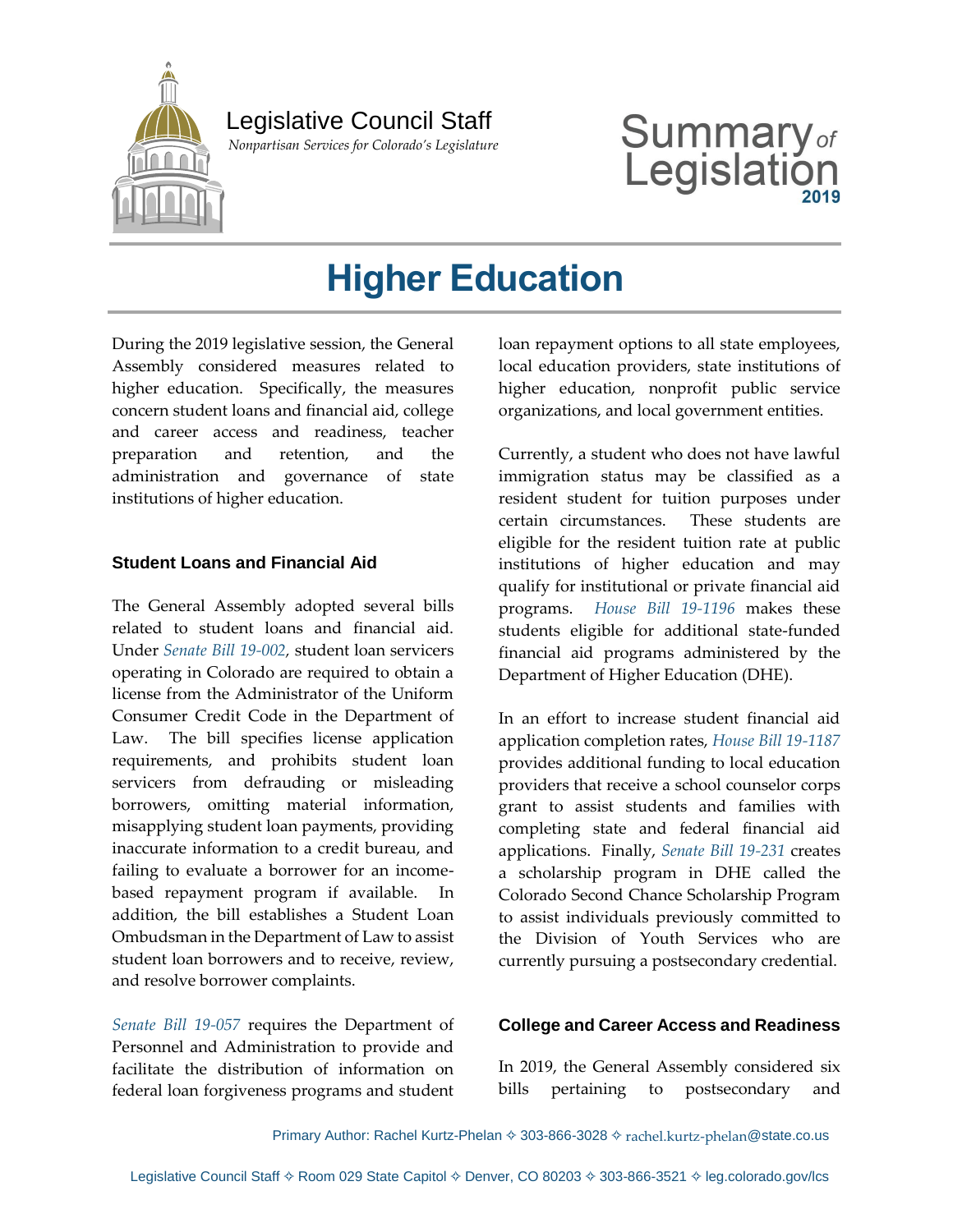Legislative Council Staff

*Nonpartisan Services for Colorado's Legislature*

Summary *of* Legislation 2019

# Higher Education

During the 2019 legislative session, the General Assembly considered measures related to higher education. Specifically, the measures concern student loans and financial aid, college and career access and readiness, teacher preparation and retention, and the administration and governance of state institutions of higher education.

## Student Loans and Financial Aid

The General Assembly adopted several bills related to student loans and financial aid. Under *Senate Bill 19-002*, student loan servicers operating in Colorado are required to obtain a license from the Administrator of the Uniform Consumer Credit Code in the Department of Law. The bill specifies license application requirements, and prohibits student loan servicers from defrauding or misleading borrowers, omitting material information, misapplying student loan payments, providing inaccurate information to a credit bureau, and failing to evaluate a borrower for an income-based repayment program if available. In addition, the bill establishes a Student Loan Ombudsman in the Department of Law to assist student loan borrowers and to receive, review, and resolve borrower complaints.

*Senate Bill 19-057* requires the Department of Personnel and Administration to provide and facilitate the distribution of information on federal loan forgiveness programs and student loan repayment options to all state employees, local education providers, state institutions of higher education, nonprofit public service organizations, and local government entities.

Currently, a student who does not have lawful immigration status may be classified as a resident student for tuition purposes under certain circumstances. These students are eligible for the resident tuition rate at public institutions of higher education and may qualify for institutional or private financial aid programs. *House Bill 19-1196* makes these students eligible for additional state-funded financial aid programs administered by the Department of Higher Education (DHE).

In an effort to increase student financial aid application completion rates, *House Bill 19-1187* provides additional funding to local education providers that receive a school counselor corps grant to assist students and families with completing state and federal financial aid applications. Finally, *Senate Bill 19-231* creates a scholarship program in DHE called the Colorado Second Chance Scholarship Program to assist individuals previously committed to the Division of Youth Services who are currently pursuing a postsecondary credential.

## College and Career Access and Readiness

In 2019, the General Assembly considered six bills pertaining to postsecondary and

Primary Author: Rachel Kurtz-Phelan ✧ 303-866-3028 ✧ rachel.kurtz-phelan@state.co.us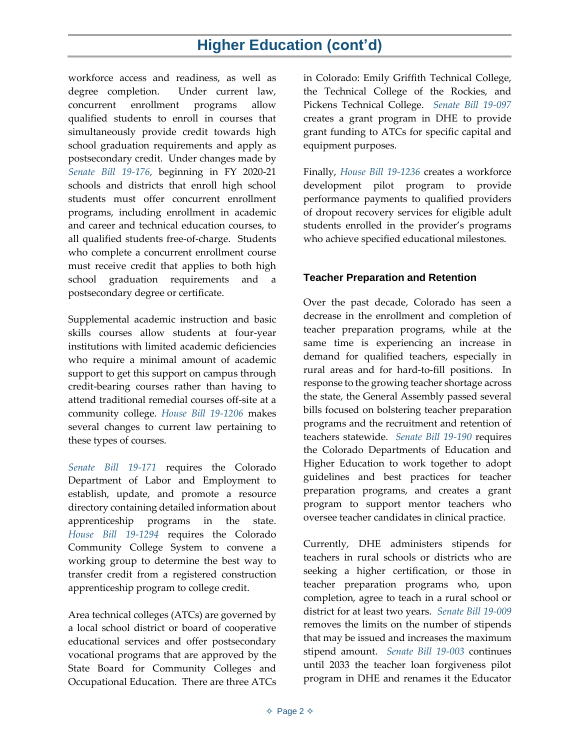# Higher Education (cont'd)

workforce access and readiness, as well as degree completion. Under current law, concurrent enrollment programs allow qualified students to enroll in courses that simultaneously provide credit towards high school graduation requirements and apply as postsecondary credit. Under changes made by *Senate Bill 19-176*, beginning in FY 2020-21 schools and districts that enroll high school students must offer concurrent enrollment programs, including enrollment in academic and career and technical education courses, to all qualified students free-of-charge. Students who complete a concurrent enrollment course must receive credit that applies to both high school graduation requirements and a postsecondary degree or certificate.

Supplemental academic instruction and basic skills courses allow students at four-year institutions with limited academic deficiencies who require a minimal amount of academic support to get this support on campus through credit-bearing courses rather than having to attend traditional remedial courses off-site at a community college. *House Bill 19-1206* makes several changes to current law pertaining to these types of courses.

*Senate Bill 19-171* requires the Colorado Department of Labor and Employment to establish, update, and promote a resource directory containing detailed information about apprenticeship programs in the state. *House Bill 19-1294* requires the Colorado Community College System to convene a working group to determine the best way to transfer credit from a registered construction apprenticeship program to college credit.

Area technical colleges (ATCs) are governed by a local school district or board of cooperative educational services and offer postsecondary vocational programs that are approved by the State Board for Community Colleges and Occupational Education. There are three ATCs in Colorado: Emily Griffith Technical College, the Technical College of the Rockies, and Pickens Technical College. *Senate Bill 19-097* creates a grant program in DHE to provide grant funding to ATCs for specific capital and equipment purposes.

Finally, *House Bill 19-1236* creates a workforce development pilot program to provide performance payments to qualified providers of dropout recovery services for eligible adult students enrolled in the provider's programs who achieve specified educational milestones.

### Teacher Preparation and Retention

Over the past decade, Colorado has seen a decrease in the enrollment and completion of teacher preparation programs, while at the same time is experiencing an increase in demand for qualified teachers, especially in rural areas and for hard-to-fill positions. In response to the growing teacher shortage across the state, the General Assembly passed several bills focused on bolstering teacher preparation programs and the recruitment and retention of teachers statewide. *Senate Bill 19-190* requires the Colorado Departments of Education and Higher Education to work together to adopt guidelines and best practices for teacher preparation programs, and creates a grant program to support mentor teachers who oversee teacher candidates in clinical practice.

Currently, DHE administers stipends for teachers in rural schools or districts who are seeking a higher certification, or those in teacher preparation programs who, upon completion, agree to teach in a rural school or district for at least two years. *Senate Bill 19-009* removes the limits on the number of stipends that may be issued and increases the maximum stipend amount. *Senate Bill 19-003* continues until 2033 the teacher loan forgiveness pilot program in DHE and renames it the Educator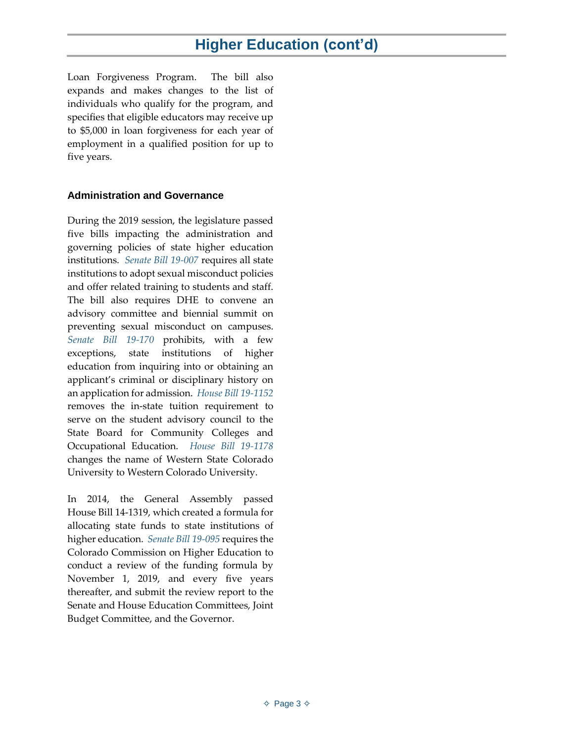# Higher Education (cont'd)

Loan Forgiveness Program. The bill also expands and makes changes to the list of individuals who qualify for the program, and specifies that eligible educators may receive up to $5,000 in loan forgiveness for each year of employment in a qualified position for up to five years.

### Administration and Governance

During the 2019 session, the legislature passed five bills impacting the administration and governing policies of state higher education institutions. *Senate Bill 19-007* requires all state institutions to adopt sexual misconduct policies and offer related training to students and staff. The bill also requires DHE to convene an advisory committee and biennial summit on preventing sexual misconduct on campuses. *Senate Bill 19-170* prohibits, with a few exceptions, state institutions of higher education from inquiring into or obtaining an applicant's criminal or disciplinary history on an application for admission. *House Bill 19-1152* removes the in-state tuition requirement to serve on the student advisory council to the State Board for Community Colleges and Occupational Education. *House Bill 19-1178* changes the name of Western State Colorado University to Western Colorado University.

In 2014, the General Assembly passed House Bill 14-1319, which created a formula for allocating state funds to state institutions of higher education. *Senate Bill 19-095* requires the Colorado Commission on Higher Education to conduct a review of the funding formula by November 1, 2019, and every five years thereafter, and submit the review report to the Senate and House Education Committees, Joint Budget Committee, and the Governor.